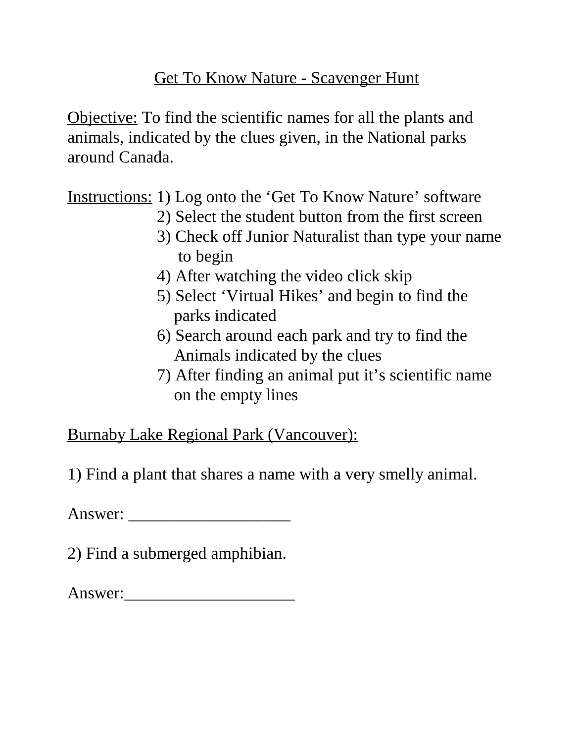# Get To Know Nature - Scavenger Hunt

Objective: To find the scientific names for all the plants and animals, indicated by the clues given, in the National parks around Canada.

Instructions:
1) Log onto the 'Get To Know Nature' software
2) Select the student button from the first screen
3) Check off Junior Naturalist than type your name to begin
4) After watching the video click skip
5) Select 'Virtual Hikes' and begin to find the parks indicated
6) Search around each park and try to find the Animals indicated by the clues
7) After finding an animal put it's scientific name on the empty lines

## Burnaby Lake Regional Park (Vancouver):

1) Find a plant that shares a name with a very smelly animal.

Answer: ____________________

2) Find a submerged amphibian.

Answer:_____________________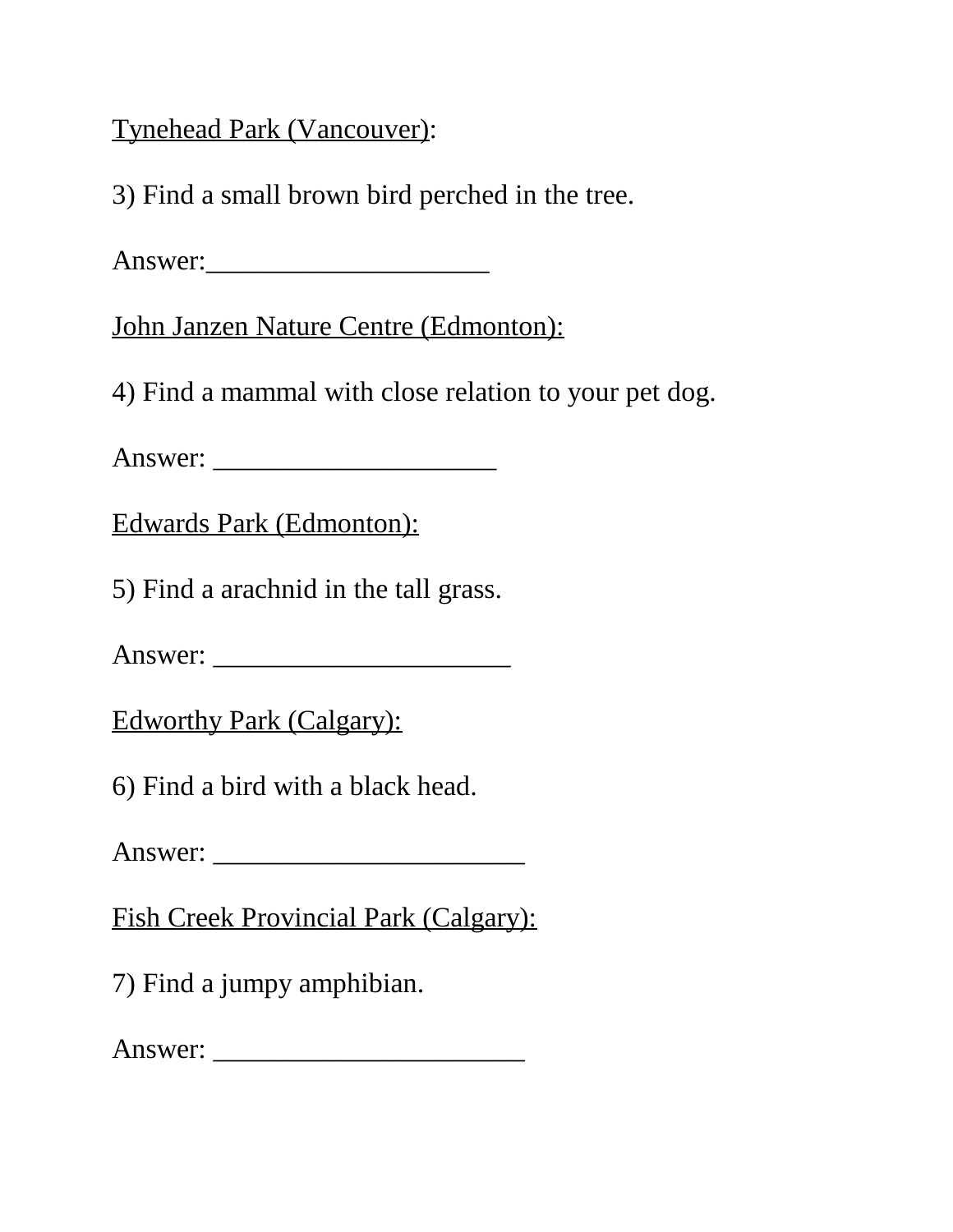<u>Tynehead Park (Vancouver)</u>:

3) Find a small brown bird perched in the tree.

Answer:____________________

<u>John Janzen Nature Centre (Edmonton):</u>

4) Find a mammal with close relation to your pet dog.

Answer: ____________________

<u>Edwards Park (Edmonton):</u>

5) Find a arachnid in the tall grass.

Answer: _____________________

<u>Edworthy Park (Calgary):</u>

6) Find a bird with a black head.

Answer: ______________________

<u>Fish Creek Provincial Park (Calgary):</u>

7) Find a jumpy amphibian.

Answer: ______________________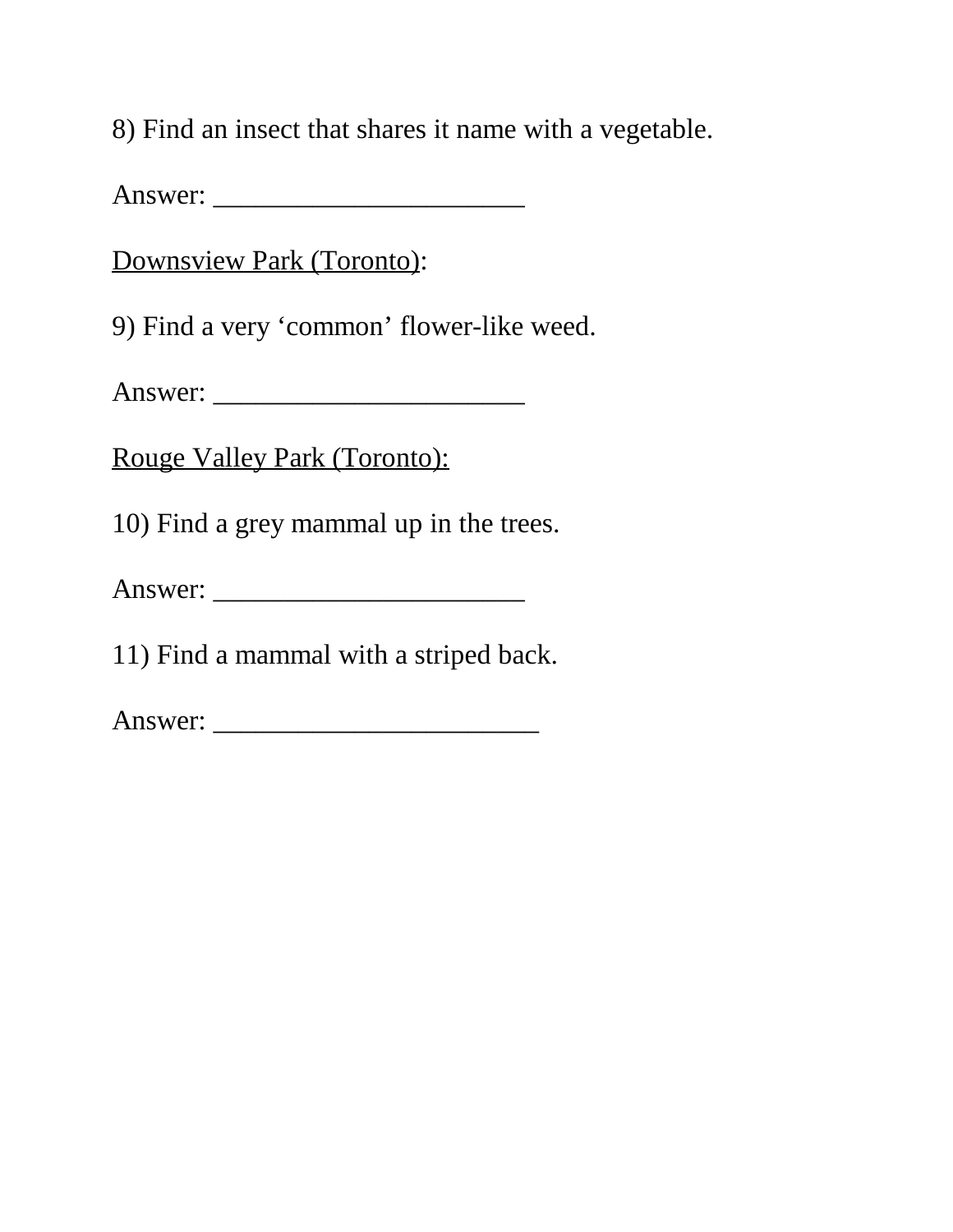8) Find an insect that shares it name with a vegetable.

Answer: ______________________

<u>Downsview Park (Toronto)</u>:

9) Find a very ‘common’ flower-like weed.

Answer: ______________________

<u>Rouge Valley Park (Toronto):</u>

10) Find a grey mammal up in the trees.

Answer: ______________________

11) Find a mammal with a striped back.

Answer: _______________________